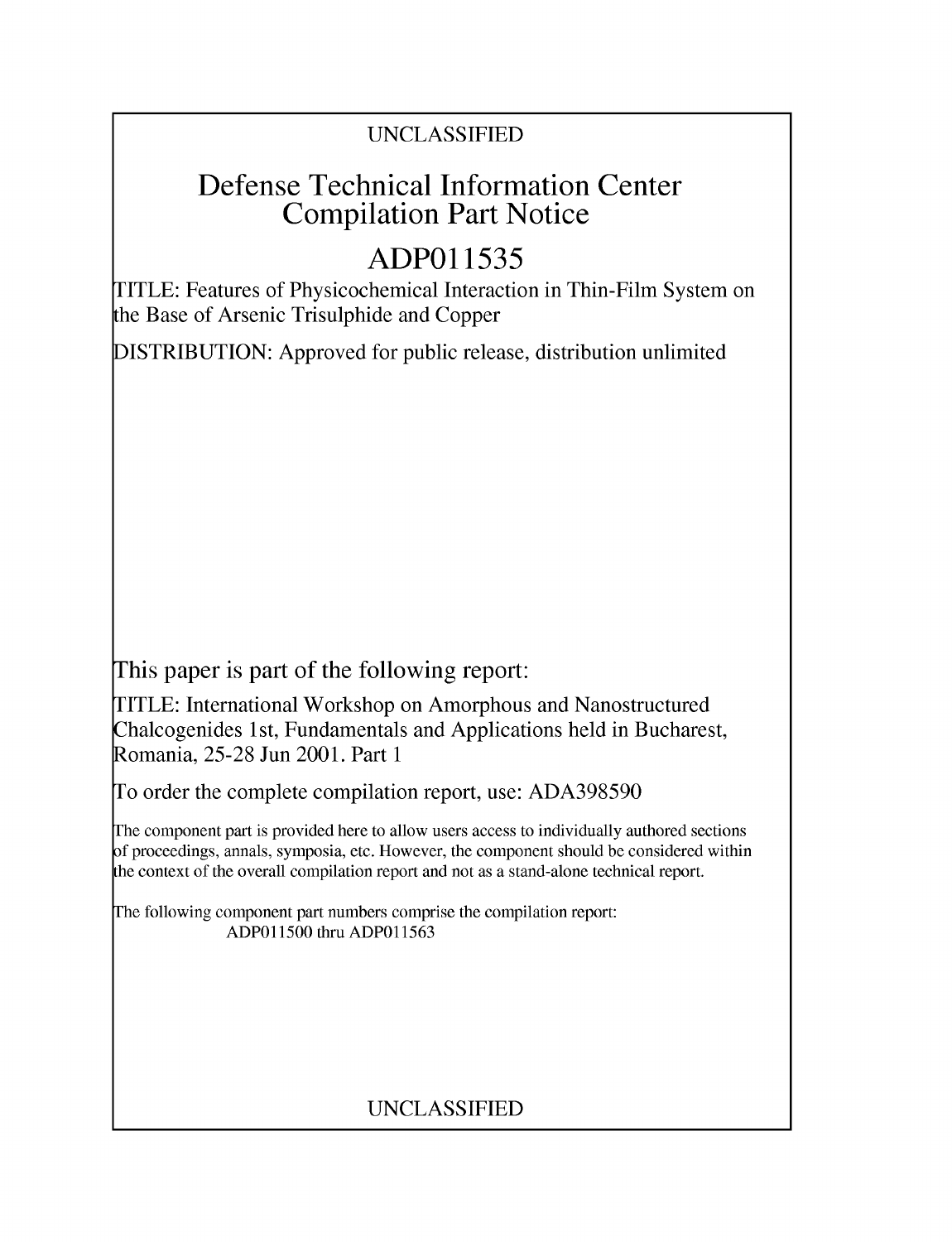UNCLASSIFIED

# Defense Technical Information Center Compilation Part Notice

# ADP011535

TITLE: Features of Physicochemical Interaction in Thin-Film System on the Base of Arsenic Trisulphide and Copper

DISTRIBUTION: Approved for public release, distribution unlimited

This paper is part of the following report:

TITLE: International Workshop on Amorphous and Nanostructured Chalcogenides 1st, Fundamentals and Applications held in Bucharest, Romania, 25-28 Jun 2001. Part 1

To order the complete compilation report, use: ADA398590

The component part is provided here to allow users access to individually authored sections of proceedings, annals, symposia, etc. However, the component should be considered within the context of the overall compilation report and not as a stand-alone technical report.

The following component part numbers comprise the compilation report:
ADP011500 thru ADP011563

UNCLASSIFIED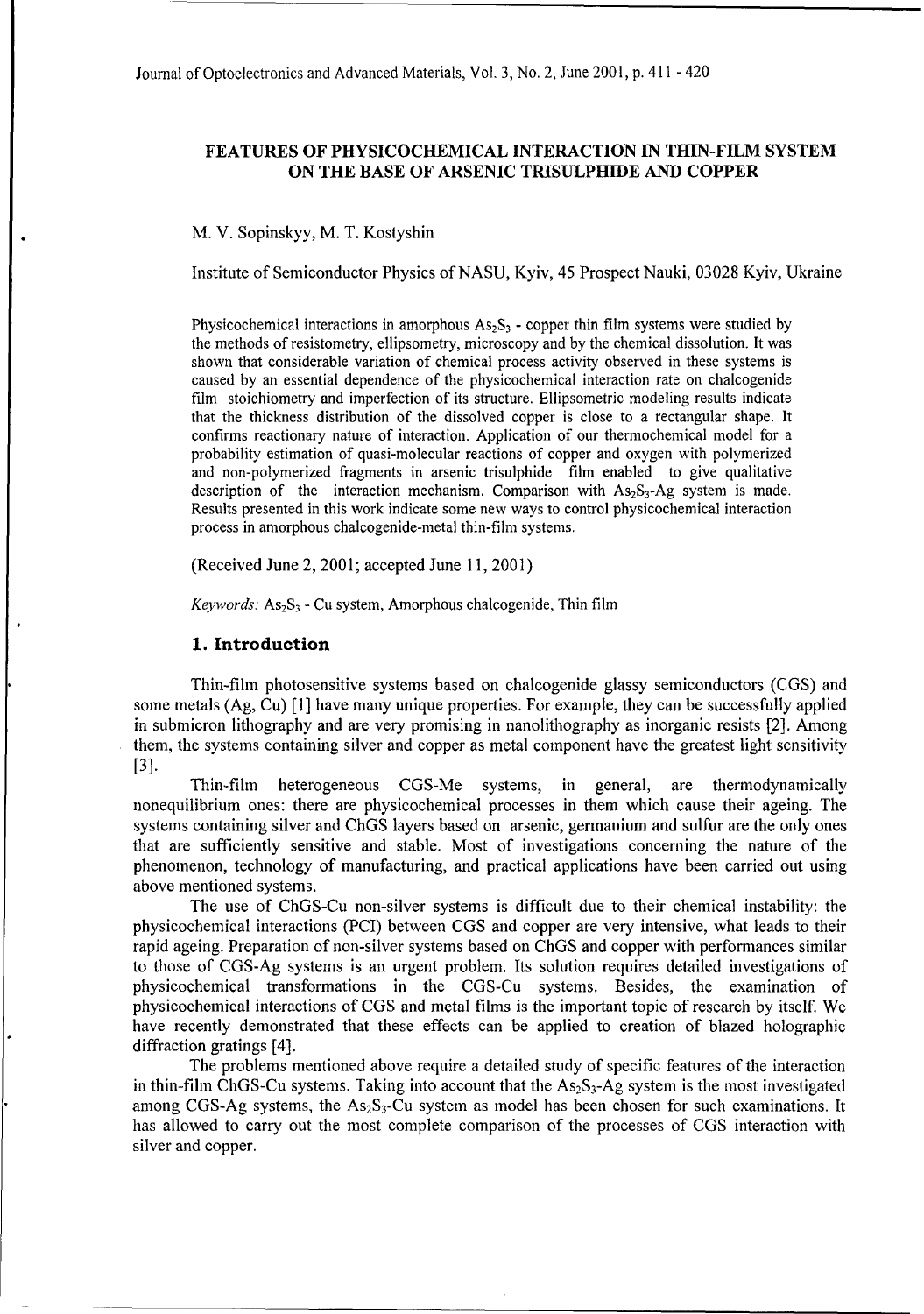# FEATURES OF PHYSICOCHEMICAL INTERACTION IN THIN-FILM SYSTEM ON THE BASE OF ARSENIC TRISULPHIDE AND COPPER

M. V. Sopinskyy, M. T. Kostyshin

Institute of Semiconductor Physics of NASU, Kyiv, 45 Prospect Nauki, 03028 Kyiv, Ukraine

Physicochemical interactions in amorphous $As_2S_3$ - copper thin film systems were studied by the methods of resistometry, ellipsometry, microscopy and by the chemical dissolution. It was shown that considerable variation of chemical process activity observed in these systems is caused by an essential dependence of the physicochemical interaction rate on chalcogenide film stoichiometry and imperfection of its structure. Ellipsometric modeling results indicate that the thickness distribution of the dissolved copper is close to a rectangular shape. It confirms reactionary nature of interaction. Application of our thermochemical model for a probability estimation of quasi-molecular reactions of copper and oxygen with polymerized and non-polymerized fragments in arsenic trisulphide film enabled to give qualitative description of the interaction mechanism. Comparison with $As_2S_3$-Ag system is made. Results presented in this work indicate some new ways to control physicochemical interaction process in amorphous chalcogenide-metal thin-film systems.

(Received June 2, 2001; accepted June 11, 2001)

*Keywords:* $As_2S_3$ - Cu system, Amorphous chalcogenide, Thin film

## 1. Introduction

Thin-film photosensitive systems based on chalcogenide glassy semiconductors (CGS) and some metals (Ag, Cu) [1] have many unique properties. For example, they can be successfully applied in submicron lithography and are very promising in nanolithography as inorganic resists [2]. Among them, the systems containing silver and copper as metal component have the greatest light sensitivity [3].

Thin-film heterogeneous CGS-Me systems, in general, are thermodynamically nonequilibrium ones: there are physicochemical processes in them which cause their ageing. The systems containing silver and ChGS layers based on arsenic, germanium and sulfur are the only ones that are sufficiently sensitive and stable. Most of investigations concerning the nature of the phenomenon, technology of manufacturing, and practical applications have been carried out using above mentioned systems.

The use of ChGS-Cu non-silver systems is difficult due to their chemical instability: the physicochemical interactions (PCI) between CGS and copper are very intensive, what leads to their rapid ageing. Preparation of non-silver systems based on ChGS and copper with performances similar to those of CGS-Ag systems is an urgent problem. Its solution requires detailed investigations of physicochemical transformations in the CGS-Cu systems. Besides, the examination of physicochemical interactions of CGS and metal films is the important topic of research by itself. We have recently demonstrated that these effects can be applied to creation of blazed holographic diffraction gratings [4].

The problems mentioned above require a detailed study of specific features of the interaction in thin-film ChGS-Cu systems. Taking into account that the $As_2S_3$-Ag system is the most investigated among CGS-Ag systems, the $As_2S_3$-Cu system as model has been chosen for such examinations. It has allowed to carry out the most complete comparison of the processes of CGS interaction with silver and copper.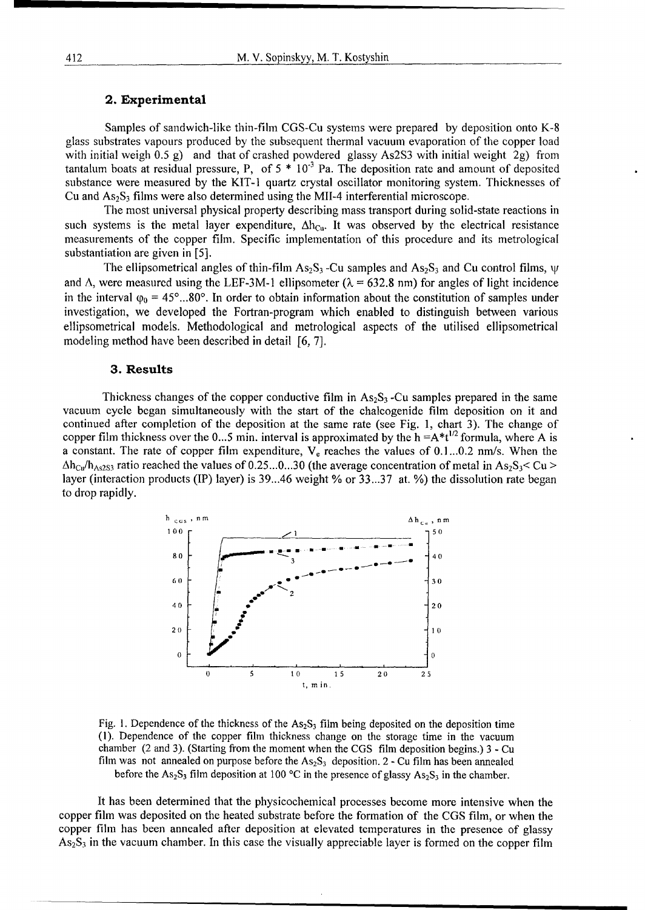## 2. Experimental

Samples of sandwich-like thin-film CGS-Cu systems were prepared by deposition onto K-8 glass substrates vapours produced by the subsequent thermal vacuum evaporation of the copper load with initial weigh 0.5 g) and that of crashed powdered glassy As2S3 with initial weight 2g) from tantalum boats at residual pressure, P, of $5 * 10^{-3}$ Pa. The deposition rate and amount of deposited substance were measured by the KIT-1 quartz crystal oscillator monitoring system. Thicknesses of Cu and $As_2S_3$ films were also determined using the MII-4 interferential microscope.

The most universal physical property describing mass transport during solid-state reactions in such systems is the metal layer expenditure, $\Delta h_{Cu}$. It was observed by the electrical resistance measurements of the copper film. Specific implementation of this procedure and its metrological substantiation are given in [5].

The ellipsometrical angles of thin-film $As_2S_3$ -Cu samples and $As_2S_3$ and Cu control films, $\psi$ and $\Delta$, were measured using the LEF-3M-1 ellipsometer ($\lambda = 632.8$ nm) for angles of light incidence in the interval $\varphi_0 = 45°...80°$. In order to obtain information about the constitution of samples under investigation, we developed the Fortran-program which enabled to distinguish between various ellipsometrical models. Methodological and metrological aspects of the utilised ellipsometrical modeling method have been described in detail [6, 7].

## 3. Results

Thickness changes of the copper conductive film in $As_2S_3$ -Cu samples prepared in the same vacuum cycle began simultaneously with the start of the chalcogenide film deposition on it and continued after completion of the deposition at the same rate (see Fig. 1, chart 3). The change of copper film thickness over the 0...5 min. interval is approximated by the $h = A*t^{1/2}$ formula, where A is a constant. The rate of copper film expenditure, $V_e$ reaches the values of 0.1...0.2 nm/s. When the $\Delta h_{Cu}/h_{As2S3}$ ratio reached the values of 0.25...0...30 (the average concentration of metal in $As_2S_3$< Cu > layer (interaction products (IP) layer) is 39...46 weight % or 33...37 at. %) the dissolution rate began to drop rapidly.

Fig. 1. Dependence of the thickness of the $As_2S_3$ film being deposited on the deposition time (1). Dependence of the copper film thickness change on the storage time in the vacuum chamber (2 and 3). (Starting from the moment when the CGS film deposition begins.) 3 - Cu film was not annealed on purpose before the $As_2S_3$ deposition. 2 - Cu film has been annealed before the $As_2S_3$ film deposition at 100 °C in the presence of glassy $As_2S_3$ in the chamber.

It has been determined that the physicochemical processes become more intensive when the copper film was deposited on the heated substrate before the formation of the CGS film, or when the copper film has been annealed after deposition at elevated temperatures in the presence of glassy $As_2S_3$ in the vacuum chamber. In this case the visually appreciable layer is formed on the copper film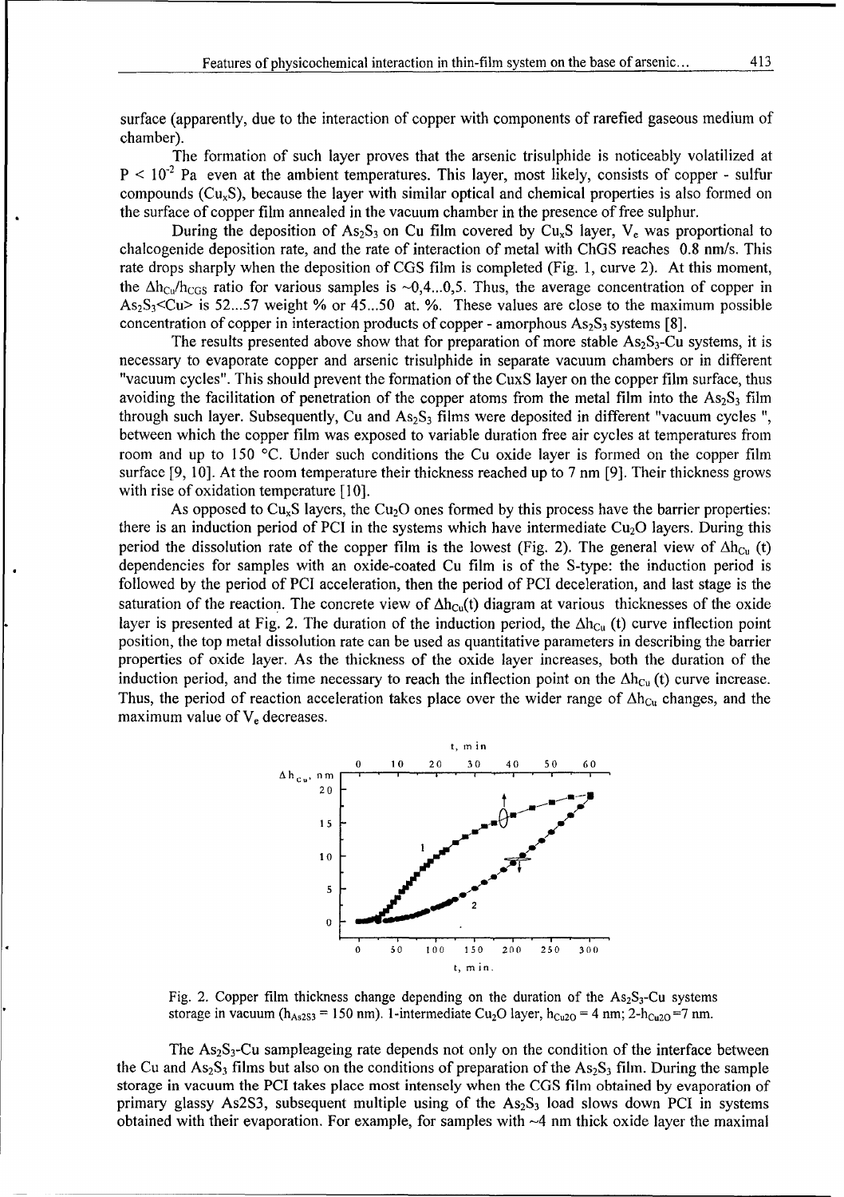surface (apparently, due to the interaction of copper with components of rarefied gaseous medium of chamber).

The formation of such layer proves that the arsenic trisulphide is noticeably volatilized at $P < 10^{-2}$ Pa even at the ambient temperatures. This layer, most likely, consists of copper - sulfur compounds ($Cu_xS$), because the layer with similar optical and chemical properties is also formed on the surface of copper film annealed in the vacuum chamber in the presence of free sulphur.

During the deposition of $As_2S_3$ on Cu film covered by $Cu_xS$ layer, $V_e$ was proportional to chalcogenide deposition rate, and the rate of interaction of metal with ChGS reaches 0.8 nm/s. This rate drops sharply when the deposition of CGS film is completed (Fig. 1, curve 2). At this moment, the $\Delta h_{Cu}/h_{CGS}$ ratio for various samples is ~0,4...0,5. Thus, the average concentration of copper in $As_2S_3$<Cu> is 52...57 weight % or 45...50 at. %. These values are close to the maximum possible concentration of copper in interaction products of copper - amorphous $As_2S_3$ systems [8].

The results presented above show that for preparation of more stable $As_2S_3$-Cu systems, it is necessary to evaporate copper and arsenic trisulphide in separate vacuum chambers or in different "vacuum cycles". This should prevent the formation of the CuxS layer on the copper film surface, thus avoiding the facilitation of penetration of the copper atoms from the metal film into the $As_2S_3$ film through such layer. Subsequently, Cu and $As_2S_3$ films were deposited in different "vacuum cycles ", between which the copper film was exposed to variable duration free air cycles at temperatures from room and up to 150 °C. Under such conditions the Cu oxide layer is formed on the copper film surface [9, 10]. At the room temperature their thickness reached up to 7 nm [9]. Their thickness grows with rise of oxidation temperature [10].

As opposed to $Cu_xS$ layers, the $Cu_2O$ ones formed by this process have the barrier properties: there is an induction period of PCI in the systems which have intermediate $Cu_2O$ layers. During this period the dissolution rate of the copper film is the lowest (Fig. 2). The general view of $\Delta h_{Cu}$ (t) dependencies for samples with an oxide-coated Cu film is of the S-type: the induction period is followed by the period of PCI acceleration, then the period of PCI deceleration, and last stage is the saturation of the reaction. The concrete view of $\Delta h_{Cu}(t)$ diagram at various thicknesses of the oxide layer is presented at Fig. 2. The duration of the induction period, the $\Delta h_{Cu}$ (t) curve inflection point position, the top metal dissolution rate can be used as quantitative parameters in describing the barrier properties of oxide layer. As the thickness of the oxide layer increases, both the duration of the induction period, and the time necessary to reach the inflection point on the $\Delta h_{Cu}$ (t) curve increase. Thus, the period of reaction acceleration takes place over the wider range of $\Delta h_{Cu}$ changes, and the maximum value of $V_e$ decreases.

Fig. 2. Copper film thickness change depending on the duration of the $As_2S_3$-Cu systems storage in vacuum ($h_{As2S3}$ = 150 nm). 1-intermediate $Cu_2O$ layer, $h_{Cu2O}$ = 4 nm; 2-$h_{Cu2O}$ =7 nm.

The $As_2S_3$-Cu sampleageing rate depends not only on the condition of the interface between the Cu and $As_2S_3$ films but also on the conditions of preparation of the $As_2S_3$ film. During the sample storage in vacuum the PCI takes place most intensely when the CGS film obtained by evaporation of primary glassy As2S3, subsequent multiple using of the $As_2S_3$ load slows down PCI in systems obtained with their evaporation. For example, for samples with ~4 nm thick oxide layer the maximal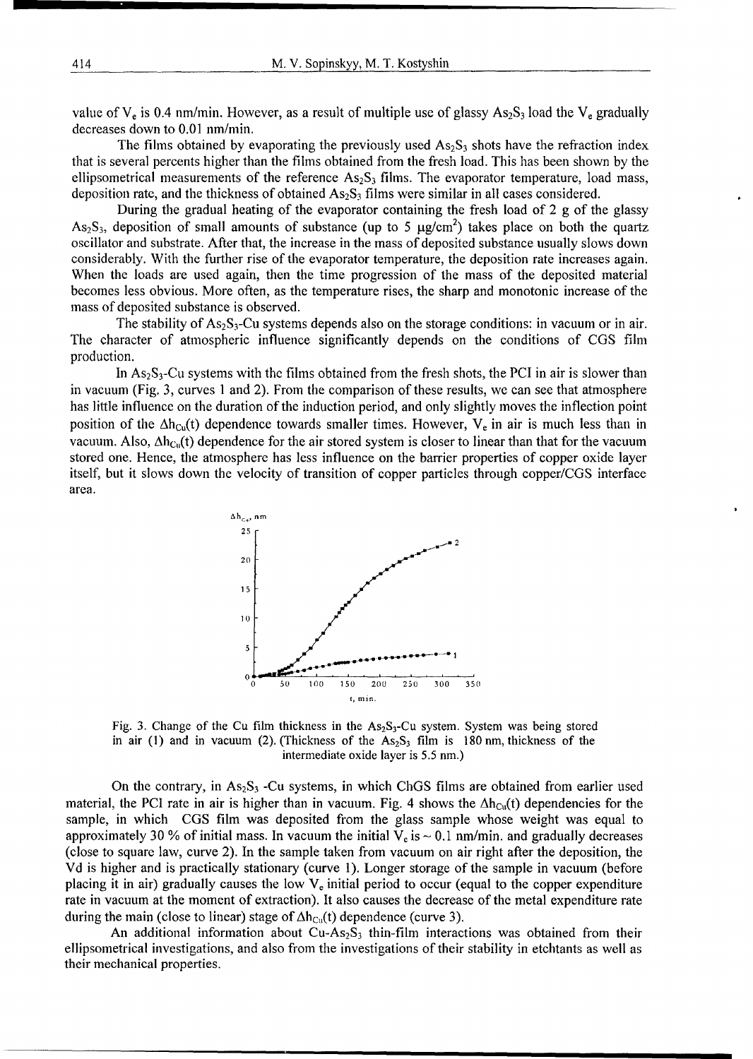value of $V_e$ is 0.4 nm/min. However, as a result of multiple use of glassy $As_2S_3$ load the $V_e$ gradually decreases down to 0.01 nm/min.

The films obtained by evaporating the previously used $As_2S_3$ shots have the refraction index that is several percents higher than the films obtained from the fresh load. This has been shown by the ellipsometrical measurements of the reference $As_2S_3$ films. The evaporator temperature, load mass, deposition rate, and the thickness of obtained $As_2S_3$ films were similar in all cases considered.

During the gradual heating of the evaporator containing the fresh load of 2 g of the glassy $As_2S_3$, deposition of small amounts of substance (up to 5 $\mu g/cm^2$) takes place on both the quartz oscillator and substrate. After that, the increase in the mass of deposited substance usually slows down considerably. With the further rise of the evaporator temperature, the deposition rate increases again. When the loads are used again, then the time progression of the mass of the deposited material becomes less obvious. More often, as the temperature rises, the sharp and monotonic increase of the mass of deposited substance is observed.

The stability of $As_2S_3$-Cu systems depends also on the storage conditions: in vacuum or in air. The character of atmospheric influence significantly depends on the conditions of CGS film production.

In $As_2S_3$-Cu systems with the films obtained from the fresh shots, the PCI in air is slower than in vacuum (Fig. 3, curves 1 and 2). From the comparison of these results, we can see that atmosphere has little influence on the duration of the induction period, and only slightly moves the inflection point position of the $\Delta h_{Cu}(t)$ dependence towards smaller times. However, $V_e$ in air is much less than in vacuum. Also, $\Delta h_{Cu}(t)$ dependence for the air stored system is closer to linear than that for the vacuum stored one. Hence, the atmosphere has less influence on the barrier properties of copper oxide layer itself, but it slows down the velocity of transition of copper particles through copper/CGS interface area.

Fig. 3. Change of the Cu film thickness in the $As_2S_3$-Cu system. System was being stored in air (1) and in vacuum (2). (Thickness of the $As_2S_3$ film is 180 nm, thickness of the intermediate oxide layer is 5.5 nm.)

On the contrary, in $As_2S_3$ -Cu systems, in which ChGS films are obtained from earlier used material, the PCI rate in air is higher than in vacuum. Fig. 4 shows the $\Delta h_{Cu}(t)$ dependencies for the sample, in which CGS film was deposited from the glass sample whose weight was equal to approximately 30 % of initial mass. In vacuum the initial $V_e$ is ~ 0.1 nm/min. and gradually decreases (close to square law, curve 2). In the sample taken from vacuum on air right after the deposition, the Vd is higher and is practically stationary (curve 1). Longer storage of the sample in vacuum (before placing it in air) gradually causes the low $V_e$ initial period to occur (equal to the copper expenditure rate in vacuum at the moment of extraction). It also causes the decrease of the metal expenditure rate during the main (close to linear) stage of $\Delta h_{Cu}(t)$ dependence (curve 3).

An additional information about Cu-$As_2S_3$ thin-film interactions was obtained from their ellipsometrical investigations, and also from the investigations of their stability in etchtants as well as their mechanical properties.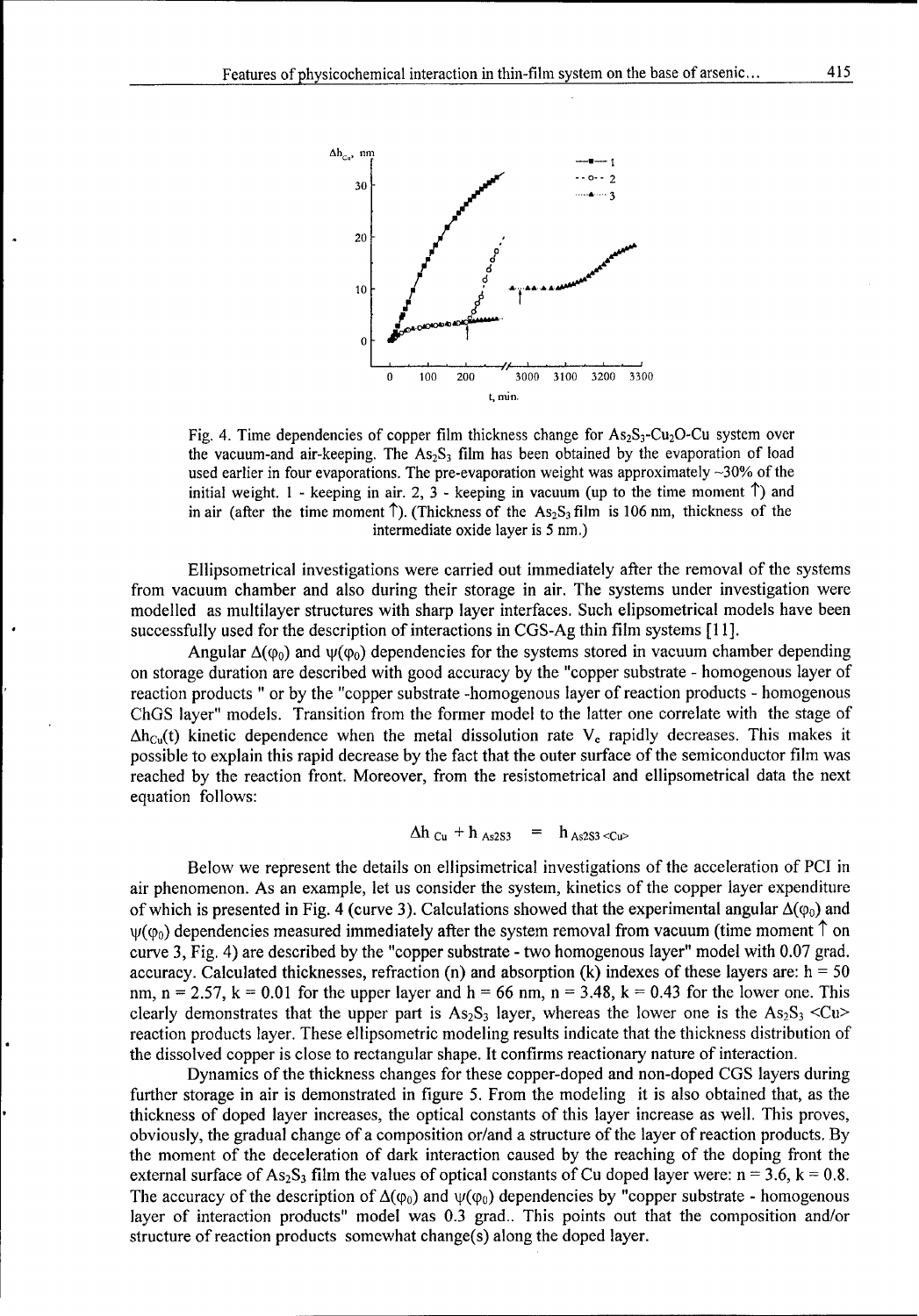Fig. 4. Time dependencies of copper film thickness change for $As_2S_3$-$Cu_2O$-Cu system over the vacuum-and air-keeping. The $As_2S_3$ film has been obtained by the evaporation of load used earlier in four evaporations. The pre-evaporation weight was approximately ~30% of the initial weight. 1 - keeping in air. 2, 3 - keeping in vacuum (up to the time moment ↑) and in air (after the time moment ↑). (Thickness of the $As_2S_3$ film is 106 nm, thickness of the intermediate oxide layer is 5 nm.)

Ellipsometrical investigations were carried out immediately after the removal of the systems from vacuum chamber and also during their storage in air. The systems under investigation were modelled as multilayer structures with sharp layer interfaces. Such elipsometrical models have been successfully used for the description of interactions in CGS-Ag thin film systems [11].

Angular $\Delta(\varphi_0)$ and $\psi(\varphi_0)$ dependencies for the systems stored in vacuum chamber depending on storage duration are described with good accuracy by the "copper substrate - homogenous layer of reaction products " or by the "copper substrate -homogenous layer of reaction products - homogenous ChGS layer" models. Transition from the former model to the latter one correlate with the stage of $\Delta h_{Cu}(t)$ kinetic dependence when the metal dissolution rate $V_c$ rapidly decreases. This makes it possible to explain this rapid decrease by the fact that the outer surface of the semiconductor film was reached by the reaction front. Moreover, from the resistometrical and ellipsometrical data the next equation follows:

$$\Delta h_{Cu} + h_{As2S3} = h_{As2S3<Cu>}$$

Below we represent the details on ellipsimetrical investigations of the acceleration of PCI in air phenomenon. As an example, let us consider the system, kinetics of the copper layer expenditure of which is presented in Fig. 4 (curve 3). Calculations showed that the experimental angular $\Delta(\varphi_0)$ and $\psi(\varphi_0)$ dependencies measured immediately after the system removal from vacuum (time moment ↑ on curve 3, Fig. 4) are described by the "copper substrate - two homogenous layer" model with 0.07 grad. accuracy. Calculated thicknesses, refraction (n) and absorption (k) indexes of these layers are: $h = 50$ nm, $n = 2.57$, $k = 0.01$ for the upper layer and $h = 66$ nm, $n = 3.48$, $k = 0.43$ for the lower one. This clearly demonstrates that the upper part is $As_2S_3$ layer, whereas the lower one is the $As_2S_3$ <Cu> reaction products layer. These ellipsometric modeling results indicate that the thickness distribution of the dissolved copper is close to rectangular shape. It confirms reactionary nature of interaction.

Dynamics of the thickness changes for these copper-doped and non-doped CGS layers during further storage in air is demonstrated in figure 5. From the modeling it is also obtained that, as the thickness of doped layer increases, the optical constants of this layer increase as well. This proves, obviously, the gradual change of a composition or/and a structure of the layer of reaction products. By the moment of the deceleration of dark interaction caused by the reaching of the doping front the external surface of $As_2S_3$ film the values of optical constants of Cu doped layer were: $n = 3.6$, $k = 0.8$. The accuracy of the description of $\Delta(\varphi_0)$ and $\psi(\varphi_0)$ dependencies by "copper substrate - homogenous layer of interaction products" model was 0.3 grad.. This points out that the composition and/or structure of reaction products somewhat change(s) along the doped layer.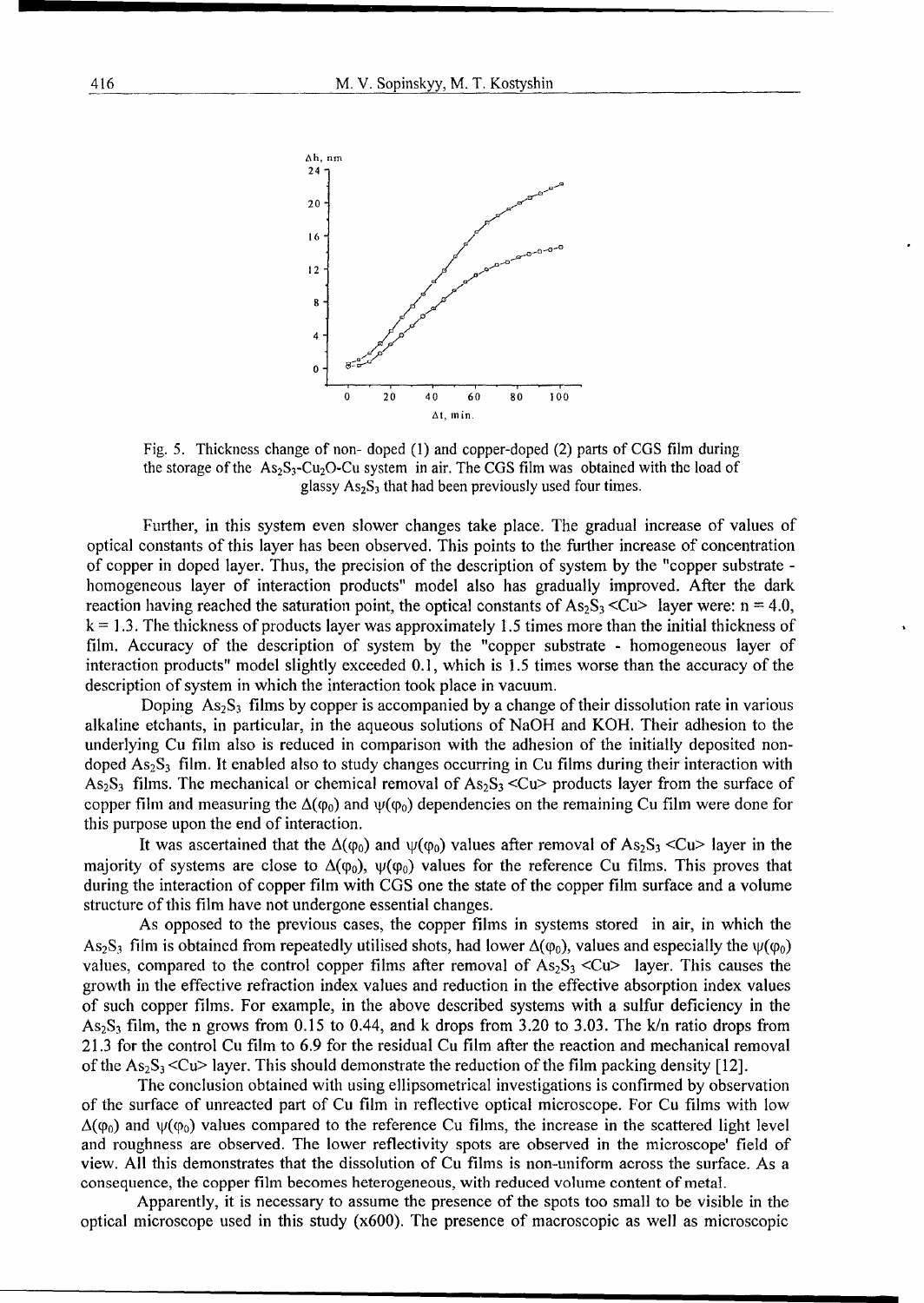Fig. 5. Thickness change of non- doped (1) and copper-doped (2) parts of CGS film during the storage of the $As_2S_3$-$Cu_2O$-Cu system in air. The CGS film was obtained with the load of glassy $As_2S_3$ that had been previously used four times.

Further, in this system even slower changes take place. The gradual increase of values of optical constants of this layer has been observed. This points to the further increase of concentration of copper in doped layer. Thus, the precision of the description of system by the "copper substrate - homogeneous layer of interaction products" model also has gradually improved. After the dark reaction having reached the saturation point, the optical constants of $As_2S_3$ <Cu> layer were: $n = 4.0$, $k = 1.3$. The thickness of products layer was approximately 1.5 times more than the initial thickness of film. Accuracy of the description of system by the "copper substrate - homogeneous layer of interaction products" model slightly exceeded 0.1, which is 1.5 times worse than the accuracy of the description of system in which the interaction took place in vacuum.

Doping $As_2S_3$ films by copper is accompanied by a change of their dissolution rate in various alkaline etchants, in particular, in the aqueous solutions of NaOH and KOH. Their adhesion to the underlying Cu film also is reduced in comparison with the adhesion of the initially deposited non-doped $As_2S_3$ film. It enabled also to study changes occurring in Cu films during their interaction with $As_2S_3$ films. The mechanical or chemical removal of $As_2S_3$ <Cu> products layer from the surface of copper film and measuring the $\Delta(\varphi_0)$ and $\psi(\varphi_0)$ dependencies on the remaining Cu film were done for this purpose upon the end of interaction.

It was ascertained that the $\Delta(\varphi_0)$ and $\psi(\varphi_0)$ values after removal of $As_2S_3$ <Cu> layer in the majority of systems are close to $\Delta(\varphi_0)$, $\psi(\varphi_0)$ values for the reference Cu films. This proves that during the interaction of copper film with CGS one the state of the copper film surface and a volume structure of this film have not undergone essential changes.

As opposed to the previous cases, the copper films in systems stored in air, in which the $As_2S_3$ film is obtained from repeatedly utilised shots, had lower $\Delta(\varphi_0)$, values and especially the $\psi(\varphi_0)$ values, compared to the control copper films after removal of $As_2S_3$ <Cu> layer. This causes the growth in the effective refraction index values and reduction in the effective absorption index values of such copper films. For example, in the above described systems with a sulfur deficiency in the $As_2S_3$ film, the n grows from 0.15 to 0.44, and k drops from 3.20 to 3.03. The k/n ratio drops from 21.3 for the control Cu film to 6.9 for the residual Cu film after the reaction and mechanical removal of the $As_2S_3$ <Cu> layer. This should demonstrate the reduction of the film packing density [12].

The conclusion obtained with using ellipsometrical investigations is confirmed by observation of the surface of unreacted part of Cu film in reflective optical microscope. For Cu films with low $\Delta(\varphi_0)$ and $\psi(\varphi_0)$ values compared to the reference Cu films, the increase in the scattered light level and roughness are observed. The lower reflectivity spots are observed in the microscope' field of view. All this demonstrates that the dissolution of Cu films is non-uniform across the surface. As a consequence, the copper film becomes heterogeneous, with reduced volume content of metal.

Apparently, it is necessary to assume the presence of the spots too small to be visible in the optical microscope used in this study (x600). The presence of macroscopic as well as microscopic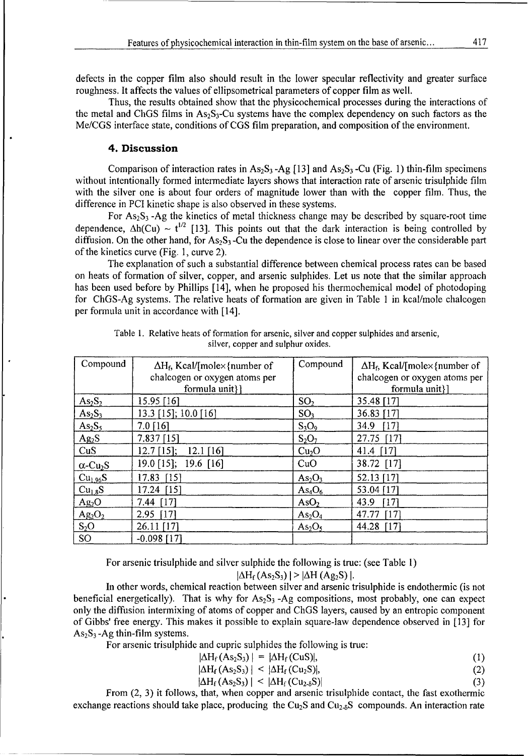defects in the copper film also should result in the lower specular reflectivity and greater surface roughness. It affects the values of ellipsometrical parameters of copper film as well.

Thus, the results obtained show that the physicochemical processes during the interactions of the metal and ChGS films in $As_2S_3$-Cu systems have the complex dependency on such factors as the Me/CGS interface state, conditions of CGS film preparation, and composition of the environment.

## 4. Discussion

Comparison of interaction rates in $As_2S_3$ -Ag [13] and $As_2S_3$ -Cu (Fig. 1) thin-film specimens without intentionally formed intermediate layers shows that interaction rate of arsenic trisulphide film with the silver one is about four orders of magnitude lower than with the copper film. Thus, the difference in PCI kinetic shape is also observed in these systems.

For $As_2S_3$ -Ag the kinetics of metal thickness change may be described by square-root time dependence, $\Delta h(Cu) \sim t^{1/2}$ [13]. This points out that the dark interaction is being controlled by diffusion. On the other hand, for $As_2S_3$ -Cu the dependence is close to linear over the considerable part of the kinetics curve (Fig. 1, curve 2).

The explanation of such a substantial difference between chemical process rates can be based on heats of formation of silver, copper, and arsenic sulphides. Let us note that the similar approach has been used before by Phillips [14], when he proposed his thermochemical model of photodoping for ChGS-Ag systems. The relative heats of formation are given in Table 1 in kcal/mole chalcogen per formula unit in accordance with [14].

Table 1. Relative heats of formation for arsenic, silver and copper sulphides and arsenic, silver, copper and sulphur oxides.

| Compound | $\Delta H_f$, Kcal/[mole×{number of chalcogen or oxygen atoms per formula unit}] | Compound | $\Delta H_f$, Kcal/[mole×{number of chalcogen or oxygen atoms per formula unit}] |
|---|---|---|---|
| $As_2S_2$ | 15.95 [16] | $SO_2$ | 35.48 [17] |
| $As_2S_3$ | 13.3 [15]; 10.0 [16] | $SO_3$ | 36.83 [17] |
| $As_2S_5$ | 7.0 [16] | $S_3O_9$ | 34.9 [17] |
| $Ag_2S$ | 7.837 [15] | $S_2O_7$ | 27.75 [17] |
| CuS | 12.7 [15]; 12.1 [16] | $Cu_2O$ | 41.4 [17] |
| $\alpha$-$Cu_2S$ | 19.0 [15]; 19.6 [16] | CuO | 38.72 [17] |
| $Cu_{1.96}S$ | 17.83 [15] | $As_2O_3$ | 52.13 [17] |
| $Cu_{1.8}S$ | 17.24 [15] | $As_4O_6$ | 53.04 [17] |
| $Ag_2O$ | 7.44 [17] | $AsO_2$ | 43.9 [17] |
| $Ag_2O_2$ | 2.95 [17] | $As_2O_4$ | 47.77 [17] |
| $S_2O$ | 26.11 [17] | $As_2O_5$ | 44.28 [17] |
| SO | -0.098 [17] | | |

For arsenic trisulphide and silver sulphide the following is true: (see Table 1)

$$|\Delta H_f(As_2S_3)| > |\Delta H(Ag_2S)|.$$

In other words, chemical reaction between silver and arsenic trisulphide is endothermic (is not beneficial energetically). That is why for $As_2S_3$ -Ag compositions, most probably, one can expect only the diffusion intermixing of atoms of copper and ChGS layers, caused by an entropic component of Gibbs' free energy. This makes it possible to explain square-law dependence observed in [13] for $As_2S_3$ -Ag thin-film systems.

For arsenic trisulphide and cupric sulphides the following is true:

$$|\Delta H_f(As_2S_3)| = |\Delta H_f(CuS)|, \tag{1}$$

$$|\Delta H_f(As_2S_3)| < |\Delta H_f(Cu_2S)|, \tag{2}$$

$$|\Delta H_f(As_2S_3)| < |\Delta H_f(Cu_{2-\delta}S)| \tag{3}$$

From (2, 3) it follows, that, when copper and arsenic trisulphide contact, the fast exothermic exchange reactions should take place, producing the $Cu_2S$ and $Cu_{2-\delta}S$ compounds. An interaction rate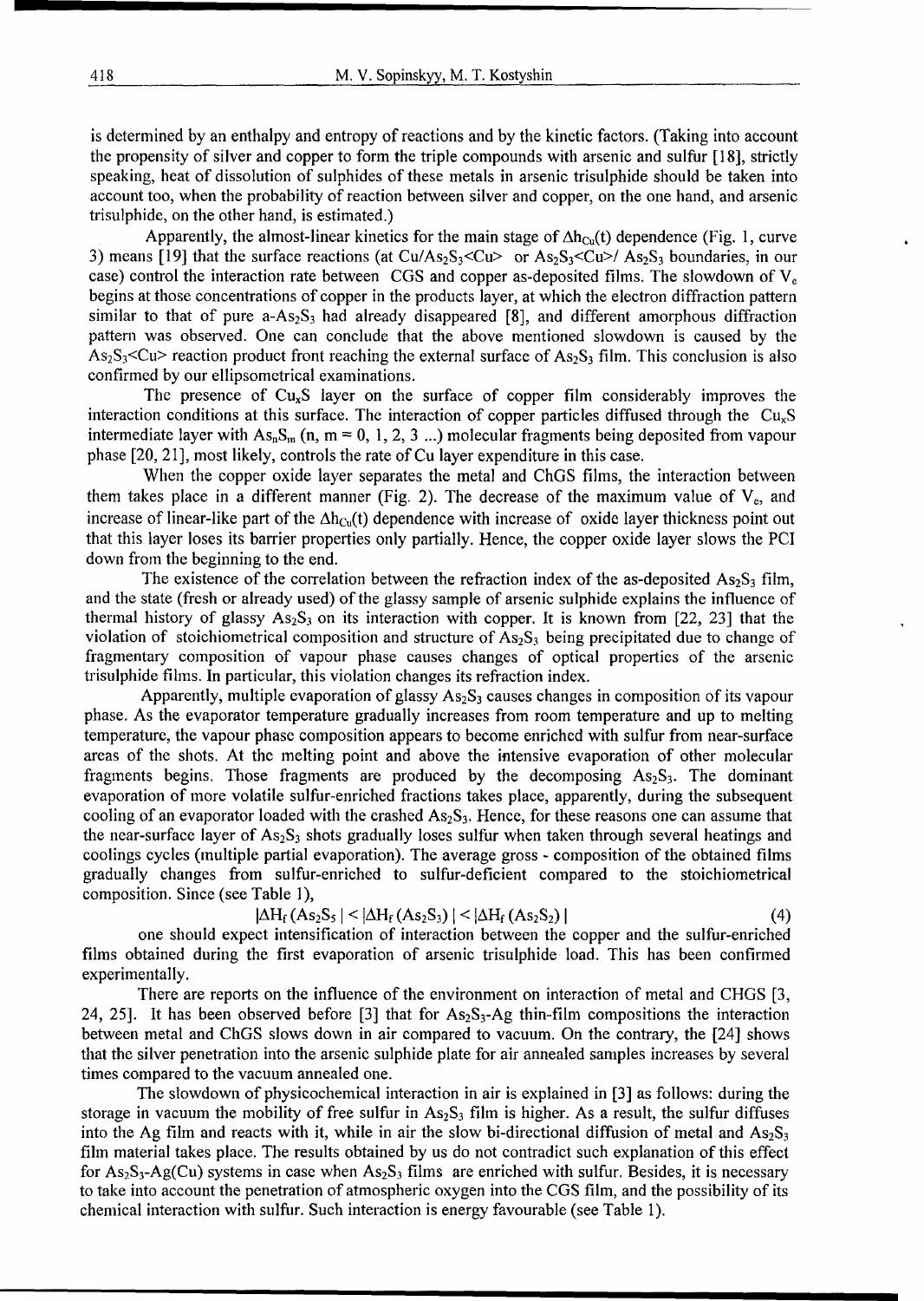is determined by an enthalpy and entropy of reactions and by the kinetic factors. (Taking into account the propensity of silver and copper to form the triple compounds with arsenic and sulfur [18], strictly speaking, heat of dissolution of sulphides of these metals in arsenic trisulphide should be taken into account too, when the probability of reaction between silver and copper, on the one hand, and arsenic trisulphide, on the other hand, is estimated.)

Apparently, the almost-linear kinetics for the main stage of $\Delta h_{Cu}(t)$ dependence (Fig. 1, curve 3) means [19] that the surface reactions (at $Cu/As_2S_3<Cu>$ or $As_2S_3<Cu>/ As_2S_3$ boundaries, in our case) control the interaction rate between CGS and copper as-deposited films. The slowdown of $V_e$ begins at those concentrations of copper in the products layer, at which the electron diffraction pattern similar to that of pure a-$As_2S_3$ had already disappeared [8], and different amorphous diffraction pattern was observed. One can conclude that the above mentioned slowdown is caused by the $As_2S_3<Cu>$ reaction product front reaching the external surface of $As_2S_3$ film. This conclusion is also confirmed by our ellipsometrical examinations.

The presence of $Cu_xS$ layer on the surface of copper film considerably improves the interaction conditions at this surface. The interaction of copper particles diffused through the $Cu_xS$ intermediate layer with $As_nS_m$ (n, m = 0, 1, 2, 3 ...) molecular fragments being deposited from vapour phase [20, 21], most likely, controls the rate of Cu layer expenditure in this case.

When the copper oxide layer separates the metal and ChGS films, the interaction between them takes place in a different manner (Fig. 2). The decrease of the maximum value of $V_e$, and increase of linear-like part of the $\Delta h_{Cu}(t)$ dependence with increase of oxide layer thickness point out that this layer loses its barrier properties only partially. Hence, the copper oxide layer slows the PCI down from the beginning to the end.

The existence of the correlation between the refraction index of the as-deposited $As_2S_3$ film, and the state (fresh or already used) of the glassy sample of arsenic sulphide explains the influence of thermal history of glassy $As_2S_3$ on its interaction with copper. It is known from [22, 23] that the violation of stoichiometrical composition and structure of $As_2S_3$ being precipitated due to change of fragmentary composition of vapour phase causes changes of optical properties of the arsenic trisulphide films. In particular, this violation changes its refraction index.

Apparently, multiple evaporation of glassy $As_2S_3$ causes changes in composition of its vapour phase. As the evaporator temperature gradually increases from room temperature and up to melting temperature, the vapour phase composition appears to become enriched with sulfur from near-surface areas of the shots. At the melting point and above the intensive evaporation of other molecular fragments begins. Those fragments are produced by the decomposing $As_2S_3$. The dominant evaporation of more volatile sulfur-enriched fractions takes place, apparently, during the subsequent cooling of an evaporator loaded with the crashed $As_2S_3$. Hence, for these reasons one can assume that the near-surface layer of $As_2S_3$ shots gradually loses sulfur when taken through several heatings and coolings cycles (multiple partial evaporation). The average gross - composition of the obtained films gradually changes from sulfur-enriched to sulfur-deficient compared to the stoichiometrical composition. Since (see Table 1),

$$|\Delta H_f(As_2S_5)| < |\Delta H_f(As_2S_3)| < |\Delta H_f(As_2S_2)| \qquad (4)$$

one should expect intensification of interaction between the copper and the sulfur-enriched films obtained during the first evaporation of arsenic trisulphide load. This has been confirmed experimentally.

There are reports on the influence of the environment on interaction of metal and CHGS [3, 24, 25]. It has been observed before [3] that for $As_2S_3$-Ag thin-film compositions the interaction between metal and ChGS slows down in air compared to vacuum. On the contrary, the [24] shows that the silver penetration into the arsenic sulphide plate for air annealed samples increases by several times compared to the vacuum annealed one.

The slowdown of physicochemical interaction in air is explained in [3] as follows: during the storage in vacuum the mobility of free sulfur in $As_2S_3$ film is higher. As a result, the sulfur diffuses into the Ag film and reacts with it, while in air the slow bi-directional diffusion of metal and $As_2S_3$ film material takes place. The results obtained by us do not contradict such explanation of this effect for $As_2S_3$-Ag(Cu) systems in case when $As_2S_3$ films are enriched with sulfur. Besides, it is necessary to take into account the penetration of atmospheric oxygen into the CGS film, and the possibility of its chemical interaction with sulfur. Such interaction is energy favourable (see Table 1).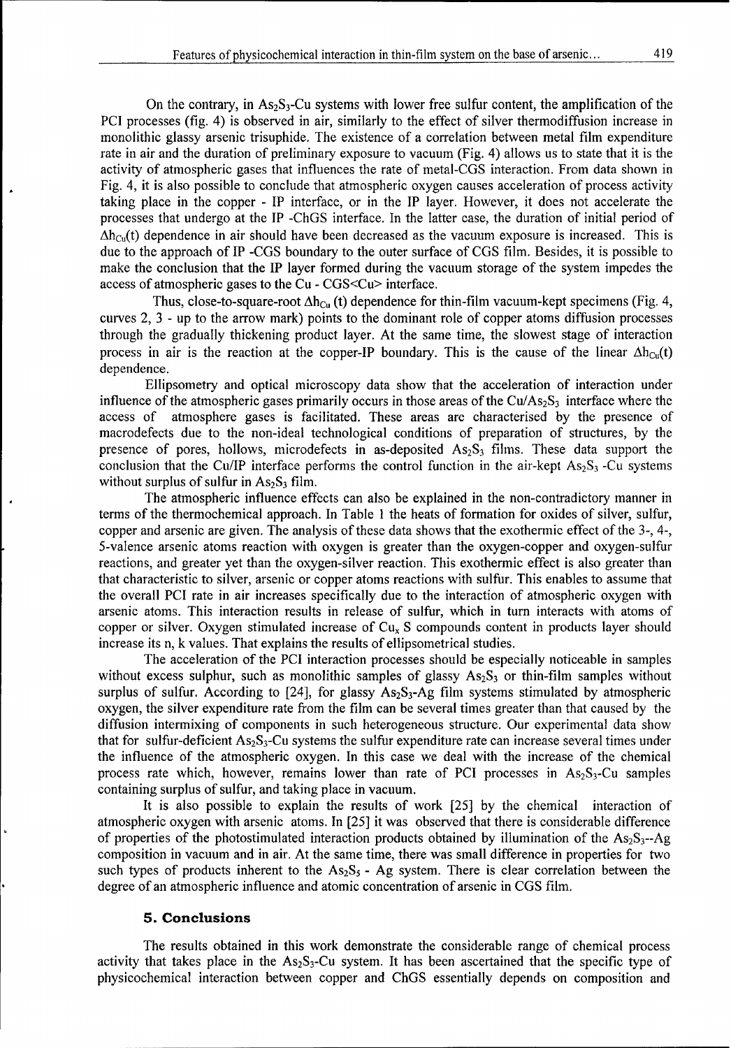On the contrary, in $As_2S_3$-Cu systems with lower free sulfur content, the amplification of the PCI processes (fig. 4) is observed in air, similarly to the effect of silver thermodiffusion increase in monolithic glassy arsenic trisuphide. The existence of a correlation between metal film expenditure rate in air and the duration of preliminary exposure to vacuum (Fig. 4) allows us to state that it is the activity of atmospheric gases that influences the rate of metal-CGS interaction. From data shown in Fig. 4, it is also possible to conclude that atmospheric oxygen causes acceleration of process activity taking place in the copper - IP interface, or in the IP layer. However, it does not accelerate the processes that undergo at the IP -ChGS interface. In the latter case, the duration of initial period of $\Delta h_{Cu}(t)$ dependence in air should have been decreased as the vacuum exposure is increased. This is due to the approach of IP -CGS boundary to the outer surface of CGS film. Besides, it is possible to make the conclusion that the IP layer formed during the vacuum storage of the system impedes the access of atmospheric gases to the Cu - CGS<Cu> interface.

Thus, close-to-square-root $\Delta h_{Cu}$ (t) dependence for thin-film vacuum-kept specimens (Fig. 4, curves 2, 3 - up to the arrow mark) points to the dominant role of copper atoms diffusion processes through the gradually thickening product layer. At the same time, the slowest stage of interaction process in air is the reaction at the copper-IP boundary. This is the cause of the linear $\Delta h_{Cu}(t)$ dependence.

Ellipsometry and optical microscopy data show that the acceleration of interaction under influence of the atmospheric gases primarily occurs in those areas of the $Cu/As_2S_3$ interface where the access of atmosphere gases is facilitated. These areas are characterised by the presence of macrodefects due to the non-ideal technological conditions of preparation of structures, by the presence of pores, hollows, microdefects in as-deposited $As_2S_3$ films. These data support the conclusion that the Cu/IP interface performs the control function in the air-kept $As_2S_3$ -Cu systems without surplus of sulfur in $As_2S_3$ film.

The atmospheric influence effects can also be explained in the non-contradictory manner in terms of the thermochemical approach. In Table 1 the heats of formation for oxides of silver, sulfur, copper and arsenic are given. The analysis of these data shows that the exothermic effect of the 3-, 4-, 5-valence arsenic atoms reaction with oxygen is greater than the oxygen-copper and oxygen-sulfur reactions, and greater yet than the oxygen-silver reaction. This exothermic effect is also greater than that characteristic to silver, arsenic or copper atoms reactions with sulfur. This enables to assume that the overall PCI rate in air increases specifically due to the interaction of atmospheric oxygen with arsenic atoms. This interaction results in release of sulfur, which in turn interacts with atoms of copper or silver. Oxygen stimulated increase of $Cu_x$ S compounds content in products layer should increase its n, k values. That explains the results of ellipsometrical studies.

The acceleration of the PCI interaction processes should be especially noticeable in samples without excess sulphur, such as monolithic samples of glassy $As_2S_3$ or thin-film samples without surplus of sulfur. According to [24], for glassy $As_2S_3$-Ag film systems stimulated by atmospheric oxygen, the silver expenditure rate from the film can be several times greater than that caused by the diffusion intermixing of components in such heterogeneous structure. Our experimental data show that for sulfur-deficient $As_2S_3$-Cu systems the sulfur expenditure rate can increase several times under the influence of the atmospheric oxygen. In this case we deal with the increase of the chemical process rate which, however, remains lower than rate of PCI processes in $As_2S_3$-Cu samples containing surplus of sulfur, and taking place in vacuum.

It is also possible to explain the results of work [25] by the chemical interaction of atmospheric oxygen with arsenic atoms. In [25] it was observed that there is considerable difference of properties of the photostimulated interaction products obtained by illumination of the $As_2S_3$--Ag composition in vacuum and in air. At the same time, there was small difference in properties for two such types of products inherent to the $As_2S_5$ - Ag system. There is clear correlation between the degree of an atmospheric influence and atomic concentration of arsenic in CGS film.

## 5. Conclusions

The results obtained in this work demonstrate the considerable range of chemical process activity that takes place in the $As_2S_3$-Cu system. It has been ascertained that the specific type of physicochemical interaction between copper and ChGS essentially depends on composition and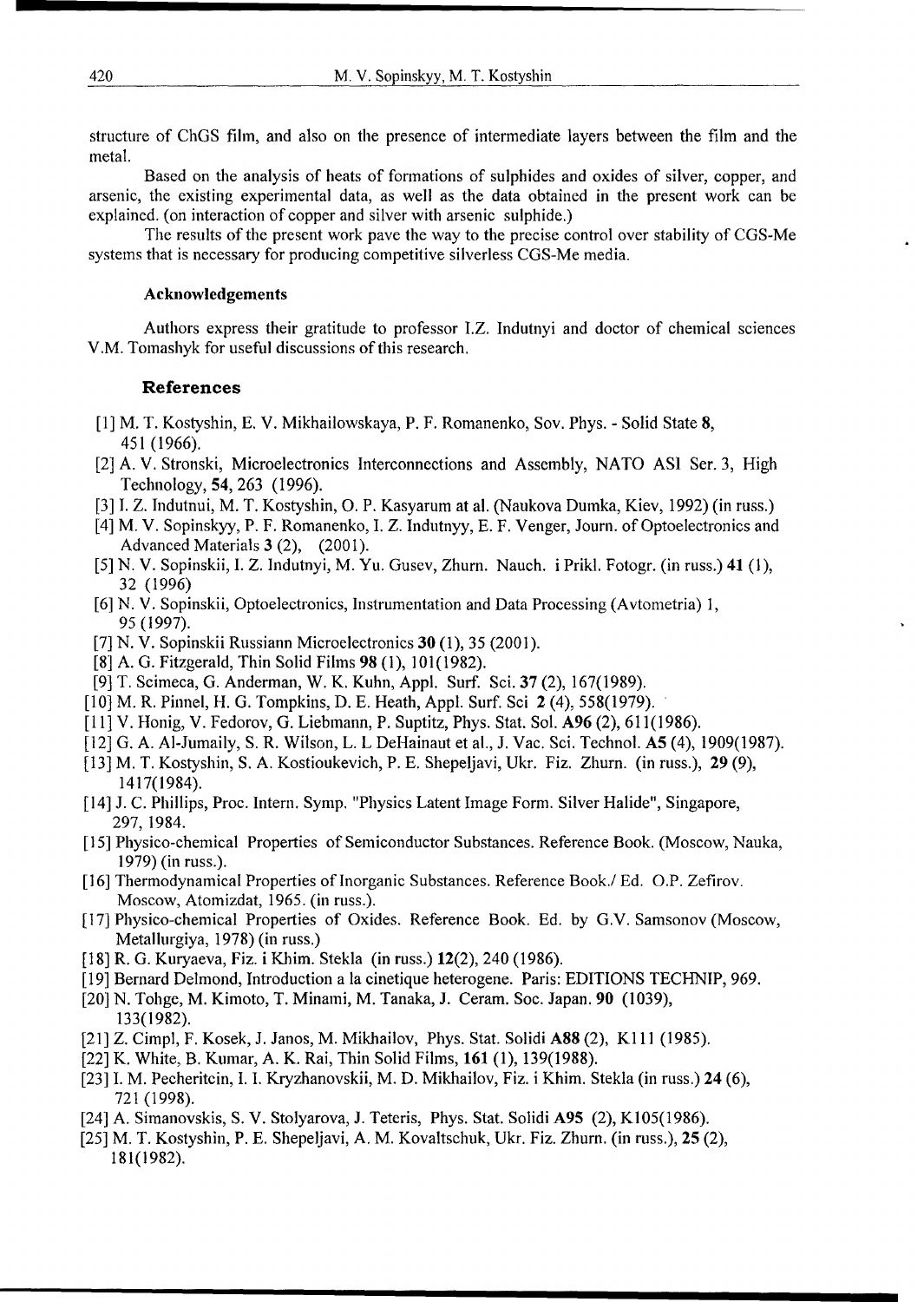structure of ChGS film, and also on the presence of intermediate layers between the film and the metal.

Based on the analysis of heats of formations of sulphides and oxides of silver, copper, and arsenic, the existing experimental data, as well as the data obtained in the present work can be explained. (on interaction of copper and silver with arsenic sulphide.)

The results of the present work pave the way to the precise control over stability of CGS-Me systems that is necessary for producing competitive silverless CGS-Me media.

### Acknowledgements

Authors express their gratitude to professor I.Z. Indutnyi and doctor of chemical sciences V.M. Tomashyk for useful discussions of this research.

## References

[1] M. T. Kostyshin, E. V. Mikhailowskaya, P. F. Romanenko, Sov. Phys. - Solid State **8**, 451 (1966).

[2] A. V. Stronski, Microelectronics Interconnections and Assembly, NATO ASI Ser. 3, High Technology, **54**, 263 (1996).

[3] I. Z. Indutnui, M. T. Kostyshin, O. P. Kasyarum at al. (Naukova Dumka, Kiev, 1992) (in russ.)

[4] M. V. Sopinskyy, P. F. Romanenko, I. Z. Indutnyy, E. F. Venger, Journ. of Optoelectronics and Advanced Materials **3** (2), (2001).

[5] N. V. Sopinskii, I. Z. Indutnyi, M. Yu. Gusev, Zhurn. Nauch. i Prikl. Fotogr. (in russ.) **41** (1), 32 (1996)

[6] N. V. Sopinskii, Optoelectronics, Instrumentation and Data Processing (Avtometria) 1, 95 (1997).

[7] N. V. Sopinskii Russiann Microelectronics **30** (1), 35 (2001).

[8] A. G. Fitzgerald, Thin Solid Films **98** (1), 101(1982).

[9] T. Scimeca, G. Anderman, W. K. Kuhn, Appl. Surf. Sci. **37** (2), 167(1989).

[10] M. R. Pinnel, H. G. Tompkins, D. E. Heath, Appl. Surf. Sci **2** (4), 558(1979).

[11] V. Honig, V. Fedorov, G. Liebmann, P. Suptitz, Phys. Stat. Sol. **A96** (2), 611(1986).

[12] G. A. Al-Jumaily, S. R. Wilson, L. L DeHainaut et al., J. Vac. Sci. Technol. **A5** (4), 1909(1987).

[13] M. T. Kostyshin, S. A. Kostioukevich, P. E. Shepeljavi, Ukr. Fiz. Zhurn. (in russ.), **29** (9), 1417(1984).

[14] J. C. Phillips, Proc. Intern. Symp. "Physics Latent Image Form. Silver Halide", Singapore, 297, 1984.

[15] Physico-chemical Properties of Semiconductor Substances. Reference Book. (Moscow, Nauka, 1979) (in russ.).

[16] Thermodynamical Properties of Inorganic Substances. Reference Book./ Ed. O.P. Zefirov. Moscow, Atomizdat, 1965. (in russ.).

[17] Physico-chemical Properties of Oxides. Reference Book. Ed. by G.V. Samsonov (Moscow, Metallurgiya, 1978) (in russ.)

[18] R. G. Kuryaeva, Fiz. i Khim. Stekla (in russ.) **12**(2), 240 (1986).

[19] Bernard Delmond, Introduction a la cinetique heterogene. Paris: EDITIONS TECHNIP, 969.

[20] N. Tohge, M. Kimoto, T. Minami, M. Tanaka, J. Ceram. Soc. Japan. **90** (1039), 133(1982).

[21] Z. Cimpl, F. Kosek, J. Janos, M. Mikhailov, Phys. Stat. Solidi **A88** (2), K111 (1985).

[22] K. White, B. Kumar, A. K. Rai, Thin Solid Films, **161** (1), 139(1988).

[23] I. M. Pecheritcin, I. I. Kryzhanovskii, M. D. Mikhailov, Fiz. i Khim. Stekla (in russ.) **24** (6), 721 (1998).

[24] A. Simanovskis, S. V. Stolyarova, J. Teteris, Phys. Stat. Solidi **A95** (2), K105(1986).

[25] M. T. Kostyshin, P. E. Shepeljavi, A. M. Kovaltschuk, Ukr. Fiz. Zhurn. (in russ.), **25** (2), 181(1982).